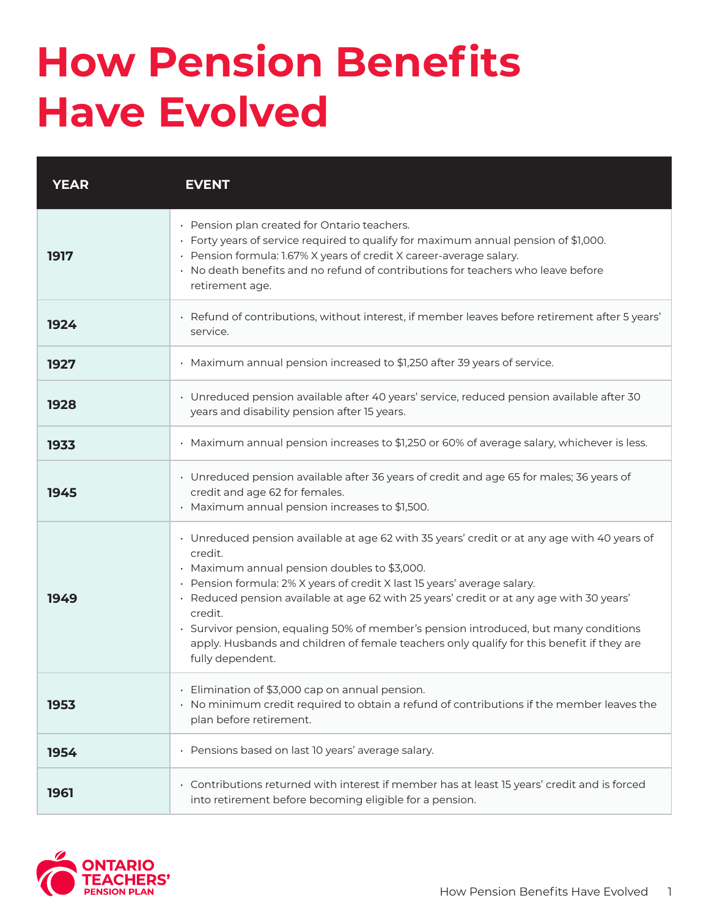# How Pension Benefits Have Evolved

| YEAR | EVENT |
|---|---|
| 1917 | • Pension plan created for Ontario teachers.<br>• Forty years of service required to qualify for maximum annual pension of $1,000.<br>• Pension formula: 1.67% X years of credit X career-average salary.<br>• No death benefits and no refund of contributions for teachers who leave before retirement age. |
| 1924 | • Refund of contributions, without interest, if member leaves before retirement after 5 years' service. |
| 1927 | • Maximum annual pension increased to $1,250 after 39 years of service. |
| 1928 | • Unreduced pension available after 40 years' service, reduced pension available after 30 years and disability pension after 15 years. |
| 1933 | • Maximum annual pension increases to $1,250 or 60% of average salary, whichever is less. |
| 1945 | • Unreduced pension available after 36 years of credit and age 65 for males; 36 years of credit and age 62 for females.<br>• Maximum annual pension increases to $1,500. |
| 1949 | • Unreduced pension available at age 62 with 35 years' credit or at any age with 40 years of credit.<br>• Maximum annual pension doubles to $3,000.<br>• Pension formula: 2% X years of credit X last 15 years' average salary.<br>• Reduced pension available at age 62 with 25 years' credit or at any age with 30 years' credit.<br>• Survivor pension, equaling 50% of member's pension introduced, but many conditions apply. Husbands and children of female teachers only qualify for this benefit if they are fully dependent. |
| 1953 | • Elimination of $3,000 cap on annual pension.<br>• No minimum credit required to obtain a refund of contributions if the member leaves the plan before retirement. |
| 1954 | • Pensions based on last 10 years' average salary. |
| 1961 | • Contributions returned with interest if member has at least 15 years' credit and is forced into retirement before becoming eligible for a pension. |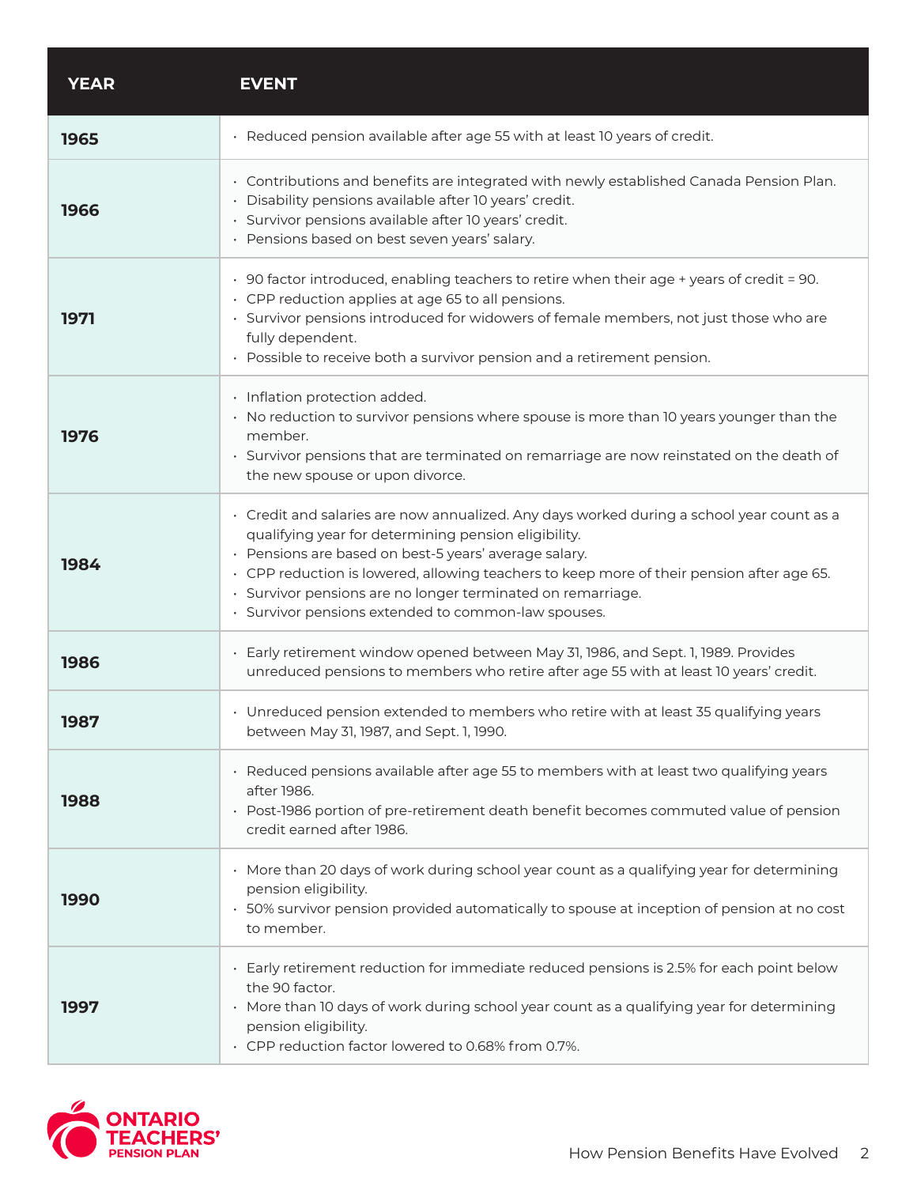| YEAR | EVENT |
| --- | --- |
| **1965** | • Reduced pension available after age 55 with at least 10 years of credit. |
| **1966** | • Contributions and benefits are integrated with newly established Canada Pension Plan.<br>• Disability pensions available after 10 years' credit.<br>• Survivor pensions available after 10 years' credit.<br>• Pensions based on best seven years' salary. |
| **1971** | • 90 factor introduced, enabling teachers to retire when their age + years of credit = 90.<br>• CPP reduction applies at age 65 to all pensions.<br>• Survivor pensions introduced for widowers of female members, not just those who are fully dependent.<br>• Possible to receive both a survivor pension and a retirement pension. |
| **1976** | • Inflation protection added.<br>• No reduction to survivor pensions where spouse is more than 10 years younger than the member.<br>• Survivor pensions that are terminated on remarriage are now reinstated on the death of the new spouse or upon divorce. |
| **1984** | • Credit and salaries are now annualized. Any days worked during a school year count as a qualifying year for determining pension eligibility.<br>• Pensions are based on best-5 years' average salary.<br>• CPP reduction is lowered, allowing teachers to keep more of their pension after age 65.<br>• Survivor pensions are no longer terminated on remarriage.<br>• Survivor pensions extended to common-law spouses. |
| **1986** | • Early retirement window opened between May 31, 1986, and Sept. 1, 1989. Provides unreduced pensions to members who retire after age 55 with at least 10 years' credit. |
| **1987** | • Unreduced pension extended to members who retire with at least 35 qualifying years between May 31, 1987, and Sept. 1, 1990. |
| **1988** | • Reduced pensions available after age 55 to members with at least two qualifying years after 1986.<br>• Post-1986 portion of pre-retirement death benefit becomes commuted value of pension credit earned after 1986. |
| **1990** | • More than 20 days of work during school year count as a qualifying year for determining pension eligibility.<br>• 50% survivor pension provided automatically to spouse at inception of pension at no cost to member. |
| **1997** | • Early retirement reduction for immediate reduced pensions is 2.5% for each point below the 90 factor.<br>• More than 10 days of work during school year count as a qualifying year for determining pension eligibility.<br>• CPP reduction factor lowered to 0.68% from 0.7%. |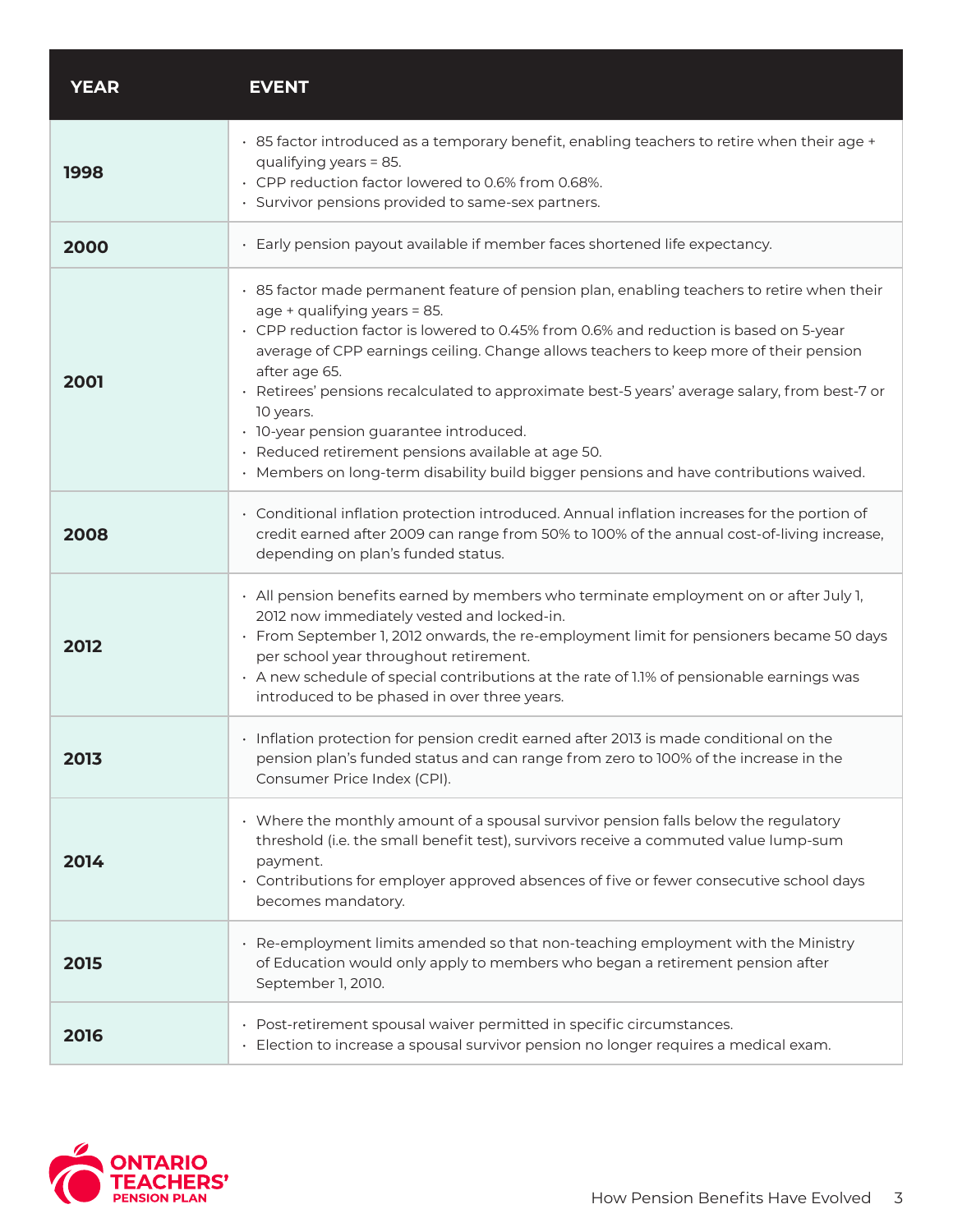| YEAR | EVENT |
|---|---|
| 1998 | • 85 factor introduced as a temporary benefit, enabling teachers to retire when their age + qualifying years = 85.<br>• CPP reduction factor lowered to 0.6% from 0.68%.<br>• Survivor pensions provided to same-sex partners. |
| 2000 | • Early pension payout available if member faces shortened life expectancy. |
| 2001 | • 85 factor made permanent feature of pension plan, enabling teachers to retire when their age + qualifying years = 85.<br>• CPP reduction factor is lowered to 0.45% from 0.6% and reduction is based on 5-year average of CPP earnings ceiling. Change allows teachers to keep more of their pension after age 65.<br>• Retirees' pensions recalculated to approximate best-5 years' average salary, from best-7 or 10 years.<br>• 10-year pension guarantee introduced.<br>• Reduced retirement pensions available at age 50.<br>• Members on long-term disability build bigger pensions and have contributions waived. |
| 2008 | • Conditional inflation protection introduced. Annual inflation increases for the portion of credit earned after 2009 can range from 50% to 100% of the annual cost-of-living increase, depending on plan's funded status. |
| 2012 | • All pension benefits earned by members who terminate employment on or after July 1, 2012 now immediately vested and locked-in.<br>• From September 1, 2012 onwards, the re-employment limit for pensioners became 50 days per school year throughout retirement.<br>• A new schedule of special contributions at the rate of 1.1% of pensionable earnings was introduced to be phased in over three years. |
| 2013 | • Inflation protection for pension credit earned after 2013 is made conditional on the pension plan's funded status and can range from zero to 100% of the increase in the Consumer Price Index (CPI). |
| 2014 | • Where the monthly amount of a spousal survivor pension falls below the regulatory threshold (i.e. the small benefit test), survivors receive a commuted value lump-sum payment.<br>• Contributions for employer approved absences of five or fewer consecutive school days becomes mandatory. |
| 2015 | • Re-employment limits amended so that non-teaching employment with the Ministry of Education would only apply to members who began a retirement pension after September 1, 2010. |
| 2016 | • Post-retirement spousal waiver permitted in specific circumstances.<br>• Election to increase a spousal survivor pension no longer requires a medical exam. |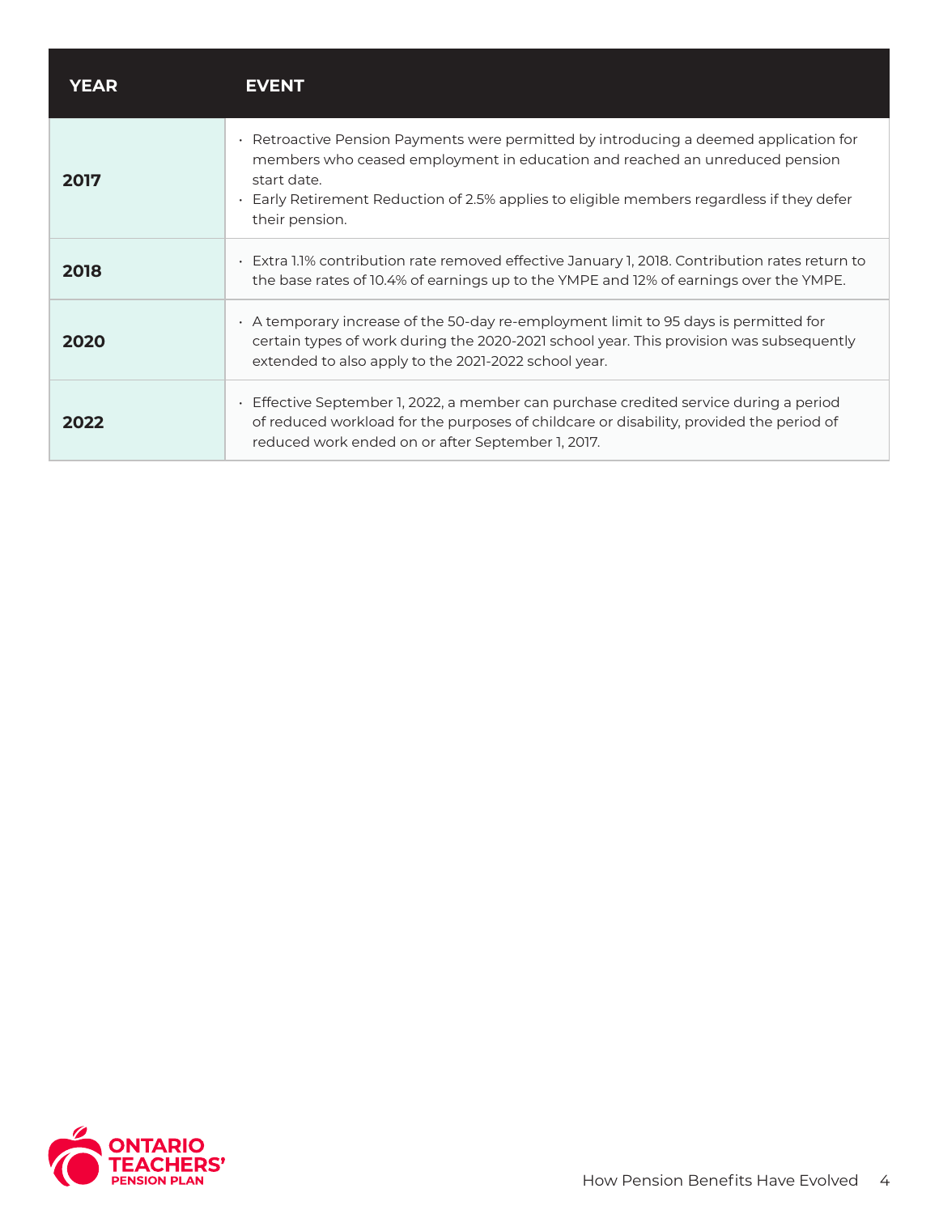| YEAR | EVENT |
|---|---|
| 2017 | • Retroactive Pension Payments were permitted by introducing a deemed application for members who ceased employment in education and reached an unreduced pension start date.<br>• Early Retirement Reduction of 2.5% applies to eligible members regardless if they defer their pension. |
| 2018 | • Extra 1.1% contribution rate removed effective January 1, 2018. Contribution rates return to the base rates of 10.4% of earnings up to the YMPE and 12% of earnings over the YMPE. |
| 2020 | • A temporary increase of the 50-day re-employment limit to 95 days is permitted for certain types of work during the 2020-2021 school year. This provision was subsequently extended to also apply to the 2021-2022 school year. |
| 2022 | • Effective September 1, 2022, a member can purchase credited service during a period of reduced workload for the purposes of childcare or disability, provided the period of reduced work ended on or after September 1, 2017. |